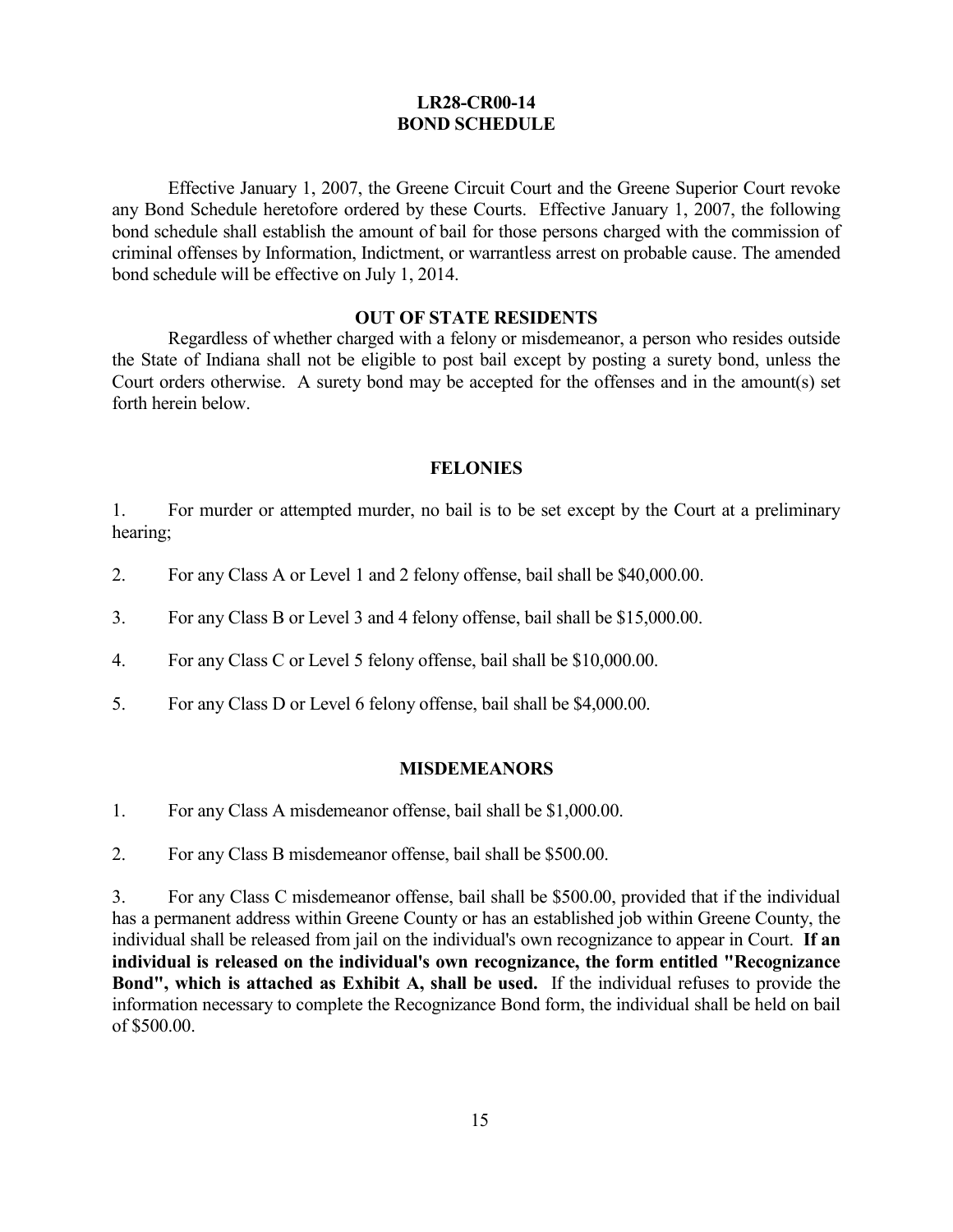# LR28-CR00-14
# BOND SCHEDULE

Effective January 1, 2007, the Greene Circuit Court and the Greene Superior Court revoke any Bond Schedule heretofore ordered by these Courts. Effective January 1, 2007, the following bond schedule shall establish the amount of bail for those persons charged with the commission of criminal offenses by Information, Indictment, or warrantless arrest on probable cause. The amended bond schedule will be effective on July 1, 2014.

## OUT OF STATE RESIDENTS

Regardless of whether charged with a felony or misdemeanor, a person who resides outside the State of Indiana shall not be eligible to post bail except by posting a surety bond, unless the Court orders otherwise. A surety bond may be accepted for the offenses and in the amount(s) set forth herein below.

## FELONIES

1. For murder or attempted murder, no bail is to be set except by the Court at a preliminary hearing;

2. For any Class A or Level 1 and 2 felony offense, bail shall be $40,000.00.

3. For any Class B or Level 3 and 4 felony offense, bail shall be $15,000.00.

4. For any Class C or Level 5 felony offense, bail shall be $10,000.00.

5. For any Class D or Level 6 felony offense, bail shall be $4,000.00.

## MISDEMEANORS

1. For any Class A misdemeanor offense, bail shall be $1,000.00.

2. For any Class B misdemeanor offense, bail shall be $500.00.

3. For any Class C misdemeanor offense, bail shall be $500.00, provided that if the individual has a permanent address within Greene County or has an established job within Greene County, the individual shall be released from jail on the individual's own recognizance to appear in Court. **If an individual is released on the individual's own recognizance, the form entitled "Recognizance Bond", which is attached as Exhibit A, shall be used.** If the individual refuses to provide the information necessary to complete the Recognizance Bond form, the individual shall be held on bail of $500.00.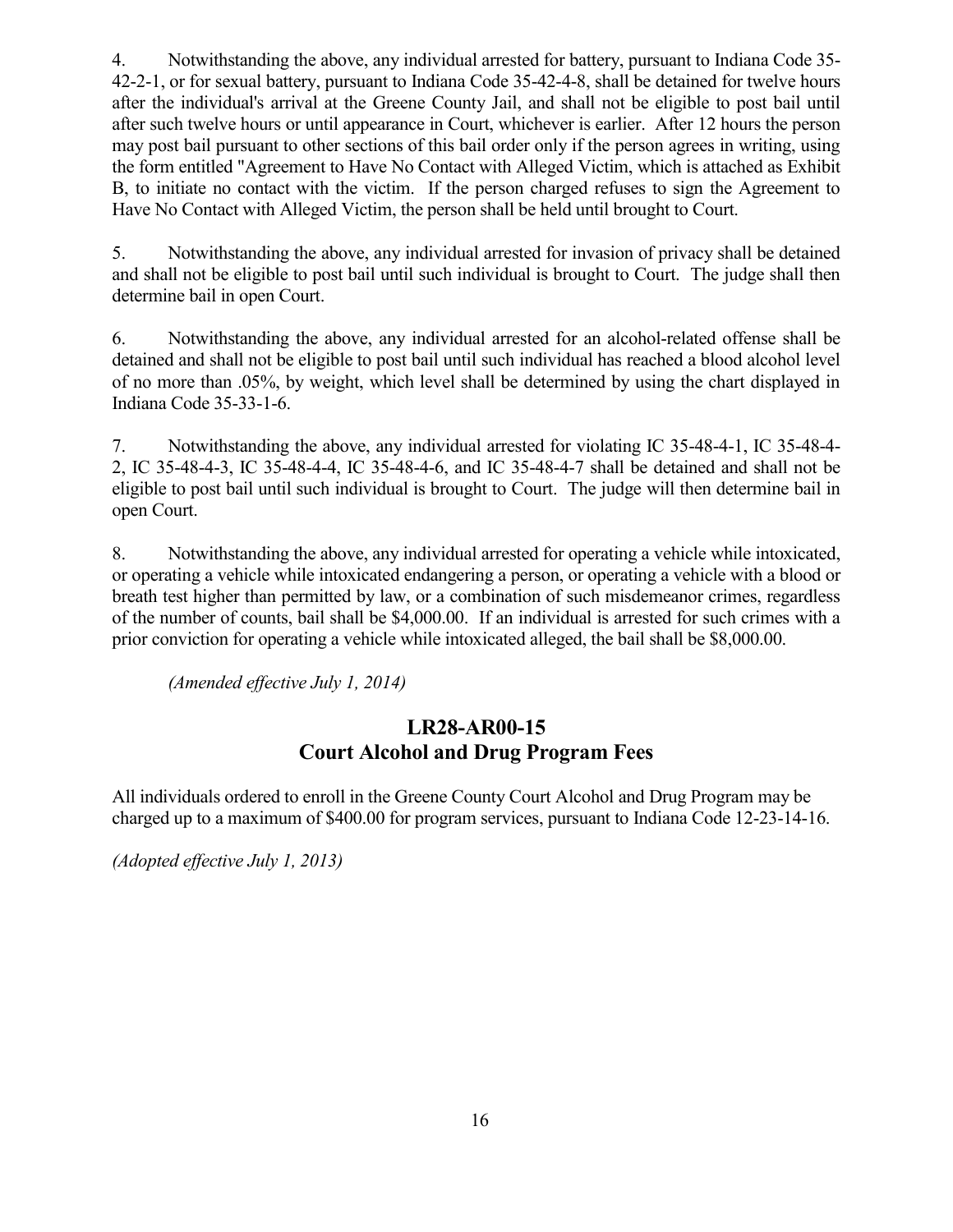4. Notwithstanding the above, any individual arrested for battery, pursuant to Indiana Code 35-42-2-1, or for sexual battery, pursuant to Indiana Code 35-42-4-8, shall be detained for twelve hours after the individual's arrival at the Greene County Jail, and shall not be eligible to post bail until after such twelve hours or until appearance in Court, whichever is earlier. After 12 hours the person may post bail pursuant to other sections of this bail order only if the person agrees in writing, using the form entitled "Agreement to Have No Contact with Alleged Victim, which is attached as Exhibit B, to initiate no contact with the victim. If the person charged refuses to sign the Agreement to Have No Contact with Alleged Victim, the person shall be held until brought to Court.

5. Notwithstanding the above, any individual arrested for invasion of privacy shall be detained and shall not be eligible to post bail until such individual is brought to Court. The judge shall then determine bail in open Court.

6. Notwithstanding the above, any individual arrested for an alcohol-related offense shall be detained and shall not be eligible to post bail until such individual has reached a blood alcohol level of no more than .05%, by weight, which level shall be determined by using the chart displayed in Indiana Code 35-33-1-6.

7. Notwithstanding the above, any individual arrested for violating IC 35-48-4-1, IC 35-48-4-2, IC 35-48-4-3, IC 35-48-4-4, IC 35-48-4-6, and IC 35-48-4-7 shall be detained and shall not be eligible to post bail until such individual is brought to Court. The judge will then determine bail in open Court.

8. Notwithstanding the above, any individual arrested for operating a vehicle while intoxicated, or operating a vehicle while intoxicated endangering a person, or operating a vehicle with a blood or breath test higher than permitted by law, or a combination of such misdemeanor crimes, regardless of the number of counts, bail shall be $4,000.00. If an individual is arrested for such crimes with a prior conviction for operating a vehicle while intoxicated alleged, the bail shall be $8,000.00.

*(Amended effective July 1, 2014)*

## LR28-AR00-15
## Court Alcohol and Drug Program Fees

All individuals ordered to enroll in the Greene County Court Alcohol and Drug Program may be charged up to a maximum of $400.00 for program services, pursuant to Indiana Code 12-23-14-16.

*(Adopted effective July 1, 2013)*